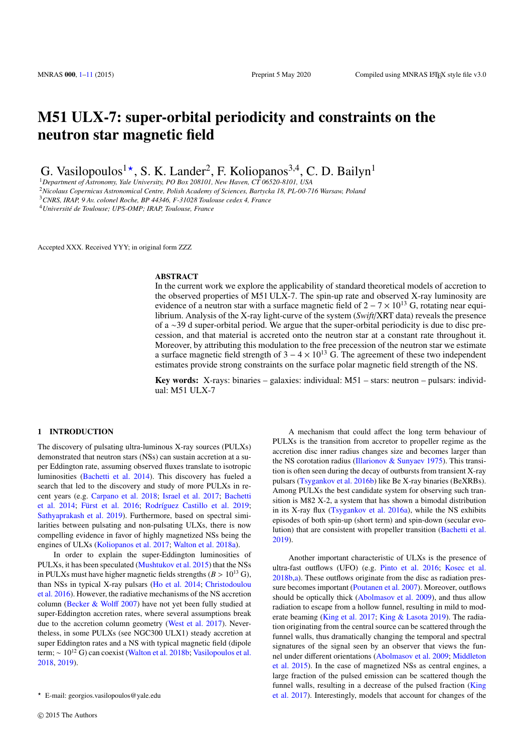# M51 ULX-7: super-orbital periodicity and constraints on the neutron star magnetic field

G. Vasilopoulos[1⋆], S. K. Lander[2], F. Koliopanos[3,4], C. D. Bailyn[1]

[1] *Department of Astronomy, Yale University, PO Box 208101, New Haven, CT 06520-8101, USA*
[2] *Nicolaus Copernicus Astronomical Centre, Polish Academy of Sciences, Bartycka 18, PL-00-716 Warsaw, Poland*
[3] *CNRS, IRAP, 9 Av. colonel Roche, BP 44346, F-31028 Toulouse cedex 4, France*
[4] *Université de Toulouse; UPS-OMP; IRAP, Toulouse, France*

Accepted XXX. Received YYY; in original form ZZZ

## ABSTRACT

In the current work we explore the applicability of standard theoretical models of accretion to the observed properties of M51 ULX-7. The spin-up rate and observed X-ray luminosity are evidence of a neutron star with a surface magnetic field of $2-7\times10^{13}$ G, rotating near equilibrium. Analysis of the X-ray light-curve of the system (*Swift*/XRT data) reveals the presence of a ~39 d super-orbital period. We argue that the super-orbital periodicity is due to disc precession, and that material is accreted onto the neutron star at a constant rate throughout it. Moreover, by attributing this modulation to the free precession of the neutron star we estimate a surface magnetic field strength of $3-4\times10^{13}$ G. The agreement of these two independent estimates provide strong constraints on the surface polar magnetic field strength of the NS.

**Key words:** X-rays: binaries – galaxies: individual: M51 – stars: neutron – pulsars: individual: M51 ULX-7

## 1 INTRODUCTION

The discovery of pulsating ultra-luminous X-ray sources (PULXs) demonstrated that neutron stars (NSs) can sustain accretion at a super Eddington rate, assuming observed fluxes translate to isotropic luminosities (Bachetti et al. 2014). This discovery has fueled a search that led to the discovery and study of more PULXs in recent years (e.g. Carpano et al. 2018; Israel et al. 2017; Bachetti et al. 2014; Fürst et al. 2016; Rodríguez Castillo et al. 2019; Sathyaprakash et al. 2019). Furthermore, based on spectral similarities between pulsating and non-pulsating ULXs, there is now compelling evidence in favor of highly magnetized NSs being the engines of ULXs (Koliopanos et al. 2017; Walton et al. 2018a).

In order to explain the super-Eddington luminosities of PULXs, it has been speculated (Mushtukov et al. 2015) that the NSs in PULXs must have higher magnetic fields strengths ($B>10^{13}$ G), than NSs in typical X-ray pulsars (Ho et al. 2014; Christodoulou et al. 2016). However, the radiative mechanisms of the NS accretion column (Becker & Wolff 2007) have not yet been fully studied at super-Eddington accretion rates, where several assumptions break due to the accretion column geometry (West et al. 2017). Nevertheless, in some PULXs (see NGC300 ULX1) steady accretion at super Eddington rates and a NS with typical magnetic field (dipole term; $\sim10^{12}$ G) can coexist (Walton et al. 2018b; Vasilopoulos et al. 2018, 2019).

A mechanism that could affect the long term behaviour of PULXs is the transition from accretor to propeller regime as the accretion disc inner radius changes size and becomes larger than the NS corotation radius (Illarionov & Sunyaev 1975). This transition is often seen during the decay of outbursts from transient X-ray pulsars (Tsygankov et al. 2016b) like Be X-ray binaries (BeXRBs). Among PULXs the best candidate system for observing such transition is M82 X-2, a system that has shown a bimodal distribution in its X-ray flux (Tsygankov et al. 2016a), while the NS exhibits episodes of both spin-up (short term) and spin-down (secular evolution) that are consistent with propeller transition (Bachetti et al. 2019).

Another important characteristic of ULXs is the presence of ultra-fast outflows (UFO) (e.g. Pinto et al. 2016; Kosec et al. 2018b,a). These outflows originate from the disc as radiation pressure becomes important (Poutanen et al. 2007). Moreover, outflows should be optically thick (Abolmasov et al. 2009), and thus allow radiation to escape from a hollow funnel, resulting in mild to moderate beaming (King et al. 2017; King & Lasota 2019). The radiation originating from the central source can be scattered through the funnel walls, thus dramatically changing the temporal and spectral signatures of the signal seen by an observer that views the funnel under different orientations (Abolmasov et al. 2009; Middleton et al. 2015). In the case of magnetized NSs as central engines, a large fraction of the pulsed emission can be scattered though the funnel walls, resulting in a decrease of the pulsed fraction (King et al. 2017). Interestingly, models that account for changes of the

⋆ E-mail: georgios.vasilopoulos@yale.edu

© 2015 The Authors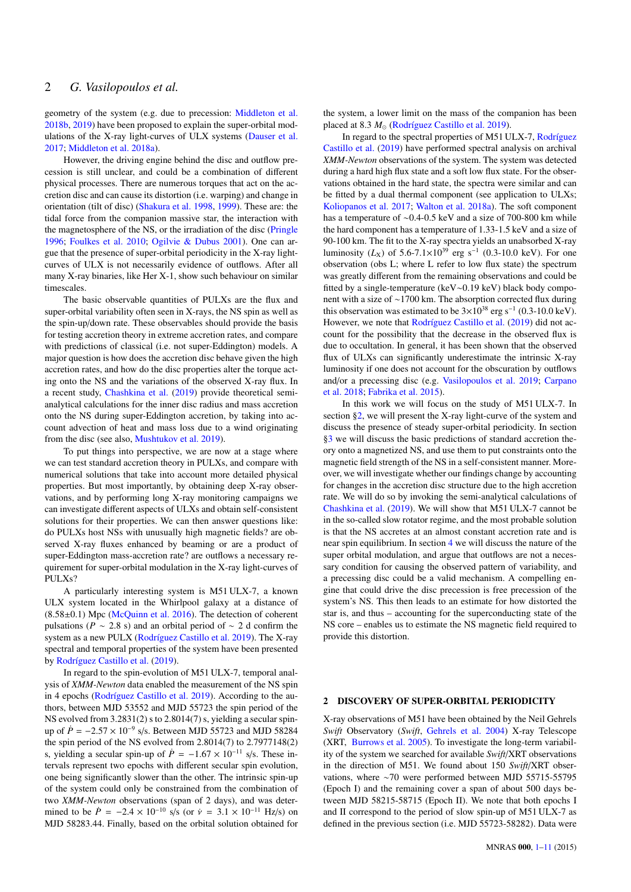geometry of the system (e.g. due to precession: Middleton et al. 2018b, 2019) have been proposed to explain the super-orbital modulations of the X-ray light-curves of ULX systems (Dauser et al. 2017; Middleton et al. 2018a).

However, the driving engine behind the disc and outflow precession is still unclear, and could be a combination of different physical processes. There are numerous torques that act on the accretion disc and can cause its distortion (i.e. warping) and change in orientation (tilt of disc) (Shakura et al. 1998, 1999). These are: the tidal force from the companion massive star, the interaction with the magnetosphere of the NS, or the irradiation of the disc (Pringle 1996; Foulkes et al. 2010; Ogilvie & Dubus 2001). One can argue that the presence of super-orbital periodicity in the X-ray light-curves of ULX is not necessarily evidence of outflows. After all many X-ray binaries, like Her X-1, show such behaviour on similar timescales.

The basic observable quantities of PULXs are the flux and super-orbital variability often seen in X-rays, the NS spin as well as the spin-up/down rate. These observables should provide the basis for testing accretion theory in extreme accretion rates, and compare with predictions of classical (i.e. not super-Eddington) models. A major question is how does the accretion disc behave given the high accretion rates, and how do the disc properties alter the torque acting onto the NS and the variations of the observed X-ray flux. In a recent study, Chashkina et al. (2019) provide theoretical semi-analytical calculations for the inner disc radius and mass accretion onto the NS during super-Eddington accretion, by taking into account advection of heat and mass loss due to a wind originating from the disc (see also, Mushtukov et al. 2019).

To put things into perspective, we are now at a stage where we can test standard accretion theory in PULXs, and compare with numerical solutions that take into account more detailed physical properties. But most importantly, by obtaining deep X-ray observations, and by performing long X-ray monitoring campaigns we can investigate different aspects of ULXs and obtain self-consistent solutions for their properties. We can then answer questions like: do PULXs host NSs with unusually high magnetic fields? are observed X-ray fluxes enhanced by beaming or are a product of super-Eddington mass-accretion rate? are outflows a necessary requirement for super-orbital modulation in the X-ray light-curves of PULXs?

A particularly interesting system is M51 ULX-7, a known ULX system located in the Whirlpool galaxy at a distance of (8.58±0.1) Mpc (McQuinn et al. 2016). The detection of coherent pulsations ($P$ ~ 2.8 s) and an orbital period of ~ 2 d confirm the system as a new PULX (Rodríguez Castillo et al. 2019). The X-ray spectral and temporal properties of the system have been presented by Rodríguez Castillo et al. (2019).

In regard to the spin-evolution of M51 ULX-7, temporal analysis of *XMM-Newton* data enabled the measurement of the NS spin in 4 epochs (Rodríguez Castillo et al. 2019). According to the authors, between MJD 53552 and MJD 55723 the spin period of the NS evolved from 3.2831(2) s to 2.8014(7) s, yielding a secular spin-up of $\dot{P} = -2.57 \times 10^{-9}$ s/s. Between MJD 55723 and MJD 58284 the spin period of the NS evolved from 2.8014(7) to 2.7977148(2) s, yielding a secular spin-up of $\dot{P} = -1.67 \times 10^{-11}$ s/s. These intervals represent two epochs with different secular spin evolution, one being significantly slower than the other. The intrinsic spin-up of the system could only be constrained from the combination of two *XMM-Newton* observations (span of 2 days), and was determined to be $\dot{P} = -2.4 \times 10^{-10}$ s/s (or $\dot{\nu} = 3.1 \times 10^{-11}$ Hz/s) on MJD 58283.44. Finally, based on the orbital solution obtained for the system, a lower limit on the mass of the companion has been placed at 8.3 $M_{\odot}$ (Rodríguez Castillo et al. 2019).

In regard to the spectral properties of M51 ULX-7, Rodríguez Castillo et al. (2019) have performed spectral analysis on archival *XMM-Newton* observations of the system. The system was detected during a hard high flux state and a soft low flux state. For the observations obtained in the hard state, the spectra were similar and can be fitted by a dual thermal component (see application to ULXs; Koliopanos et al. 2017; Walton et al. 2018a). The soft component has a temperature of ~0.4-0.5 keV and a size of 700-800 km while the hard component has a temperature of 1.33-1.5 keV and a size of 90-100 km. The fit to the X-ray spectra yields an unabsorbed X-ray luminosity ($L_X$) of 5.6-7.1×10$^{39}$ erg s$^{-1}$ (0.3-10.0 keV). For one observation (obs L; where L refer to low flux state) the spectrum was greatly different from the remaining observations and could be fitted by a single-temperature (keV~0.19 keV) black body component with a size of ~1700 km. The absorption corrected flux during this observation was estimated to be 3×10$^{38}$ erg s$^{-1}$ (0.3-10.0 keV). However, we note that Rodríguez Castillo et al. (2019) did not account for the possibility that the decrease in the observed flux is due to occultation. In general, it has been shown that the observed flux of ULXs can significantly underestimate the intrinsic X-ray luminosity if one does not account for the obscuration by outflows and/or a precessing disc (e.g. Vasilopoulos et al. 2019; Carpano et al. 2018; Fabrika et al. 2015).

In this work we will focus on the study of M51 ULX-7. In section §2, we will present the X-ray light-curve of the system and discuss the presence of steady super-orbital periodicity. In section §3 we will discuss the basic predictions of standard accretion theory onto a magnetized NS, and use them to put constraints onto the magnetic field strength of the NS in a self-consistent manner. Moreover, we will investigate whether our findings change by accounting for changes in the accretion disc structure due to the high accretion rate. We will do so by invoking the semi-analytical calculations of Chashkina et al. (2019). We will show that M51 ULX-7 cannot be in the so-called slow rotator regime, and the most probable solution is that the NS accretes at an almost constant accretion rate and is near spin equilibrium. In section 4 we will discuss the nature of the super orbital modulation, and argue that outflows are not a necessary condition for causing the observed pattern of variability, and a precessing disc could be a valid mechanism. A compelling engine that could drive the disc precession is free precession of the system's NS. This then leads to an estimate for how distorted the star is, and thus – accounting for the superconducting state of the NS core – enables us to estimate the NS magnetic field required to provide this distortion.

## 2 DISCOVERY OF SUPER-ORBITAL PERIODICITY

X-ray observations of M51 have been obtained by the Neil Gehrels *Swift* Observatory (*Swift*, Gehrels et al. 2004) X-ray Telescope (XRT, Burrows et al. 2005). To investigate the long-term variability of the system we searched for available *Swift*/XRT observations in the direction of M51. We found about 150 *Swift*/XRT observations, where ~70 were performed between MJD 55715-55795 (Epoch I) and the remaining cover a span of about 500 days between MJD 58215-58715 (Epoch II). We note that both epochs I and II correspond to the period of slow spin-up of M51 ULX-7 as defined in the previous section (i.e. MJD 55723-58282). Data were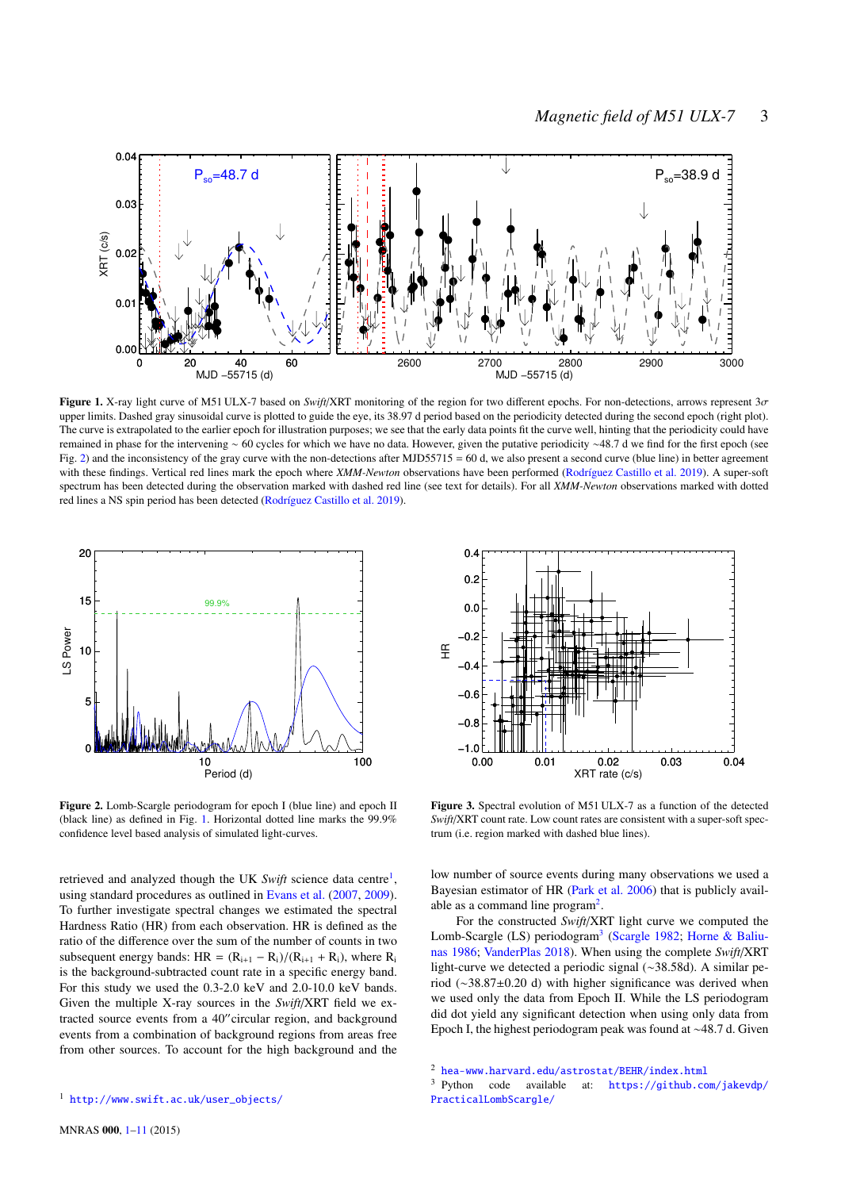**Figure 1.** X-ray light curve of M51 ULX-7 based on *Swift*/XRT monitoring of the region for two different epochs. For non-detections, arrows represent 3$\sigma$ upper limits. Dashed gray sinusoidal curve is plotted to guide the eye, its 38.97 d period based on the periodicity detected during the second epoch (right plot). The curve is extrapolated to the earlier epoch for illustration purposes; we see that the early data points fit the curve well, hinting that the periodicity could have remained in phase for the intervening ~ 60 cycles for which we have no data. However, given the putative periodicity ~48.7 d we find for the first epoch (see Fig. 2) and the inconsistency of the gray curve with the non-detections after MJD55715 = 60 d, we also present a second curve (blue line) in better agreement with these findings. Vertical red lines mark the epoch where *XMM-Newton* observations have been performed (Rodríguez Castillo et al. 2019). A super-soft spectrum has been detected during the observation marked with dashed red line (see text for details). For all *XMM-Newton* observations marked with dotted red lines a NS spin period has been detected (Rodríguez Castillo et al. 2019).

**Figure 2.** Lomb-Scargle periodogram for epoch I (blue line) and epoch II (black line) as defined in Fig. 1. Horizontal dotted line marks the 99.9% confidence level based analysis of simulated light-curves.

**Figure 3.** Spectral evolution of M51 ULX-7 as a function of the detected *Swift*/XRT count rate. Low count rates are consistent with a super-soft spectrum (i.e. region marked with dashed blue lines).

retrieved and analyzed though the UK *Swift* science data centre[1], using standard procedures as outlined in Evans et al. (2007, 2009). To further investigate spectral changes we estimated the spectral Hardness Ratio (HR) from each observation. HR is defined as the ratio of the difference over the sum of the number of counts in two subsequent energy bands: $\mathrm{HR} = (\mathrm{R}_{i+1} - \mathrm{R}_i)/(\mathrm{R}_{i+1} + \mathrm{R}_i)$, where $\mathrm{R}_i$ is the background-subtracted count rate in a specific energy band. For this study we used the 0.3-2.0 keV and 2.0-10.0 keV bands. Given the multiple X-ray sources in the *Swift*/XRT field we extracted source events from a 40″circular region, and background events from a combination of background regions from areas free from other sources. To account for the high background and the low number of source events during many observations we used a Bayesian estimator of HR (Park et al. 2006) that is publicly available as a command line program[2].

For the constructed *Swift*/XRT light curve we computed the Lomb-Scargle (LS) periodogram[3] (Scargle 1982; Horne & Baliunas 1986; VanderPlas 2018). When using the complete *Swift*/XRT light-curve we detected a periodic signal (~38.58d). A similar period (~38.87±0.20 d) with higher significance was derived when we used only the data from Epoch II. While the LS periodogram did dot yield any significant detection when using only data from Epoch I, the highest periodogram peak was found at ~48.7 d. Given

[1] http://www.swift.ac.uk/user_objects/

[2] hea-www.harvard.edu/astrostat/BEHR/index.html

[3] Python code available at: https://github.com/jakevdp/PracticalLombScargle/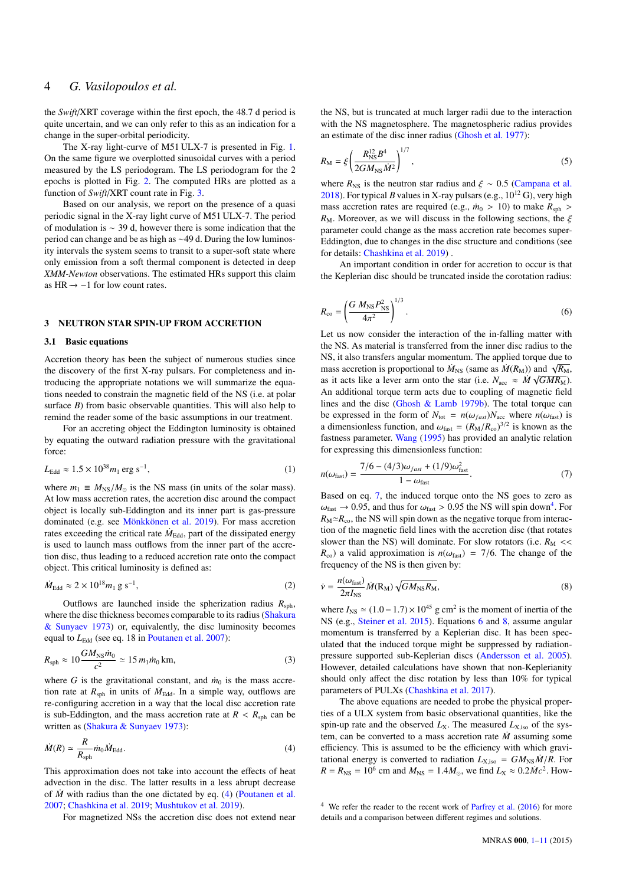the *Swift*/XRT coverage within the first epoch, the 48.7 d period is quite uncertain, and we can only refer to this as an indication for a change in the super-orbital periodicity.

The X-ray light-curve of M51 ULX-7 is presented in Fig. 1. On the same figure we overplotted sinusoidal curves with a period measured by the LS periodogram. The LS periodogram for the 2 epochs is plotted in Fig. 2. The computed HRs are plotted as a function of *Swift*/XRT count rate in Fig. 3.

Based on our analysis, we report on the presence of a quasi periodic signal in the X-ray light curve of M51 ULX-7. The period of modulation is $\sim$ 39 d, however there is some indication that the period can change and be as high as $\sim$49 d. During the low luminosity intervals the system seems to transit to a super-soft state where only emission from a soft thermal component is detected in deep *XMM-Newton* observations. The estimated HRs support this claim as HR $\rightarrow -1$ for low count rates.

## 3 NEUTRON STAR SPIN-UP FROM ACCRETION

### 3.1 Basic equations

Accretion theory has been the subject of numerous studies since the discovery of the first X-ray pulsars. For completeness and introducing the appropriate notations we will summarize the equations needed to constrain the magnetic field of the NS (i.e. at polar surface $B$) from basic observable quantities. This will also help to remind the reader some of the basic assumptions in our treatment.

For an accreting object the Eddington luminosity is obtained by equating the outward radiation pressure with the gravitational force:

$$L_{\rm Edd} \approx 1.5 \times 10^{38} m_1 \ {\rm erg\ s^{-1}}, \tag{1}$$

where $m_1 \equiv M_{\rm NS}/M_{\odot}$ is the NS mass (in units of the solar mass). At low mass accretion rates, the accretion disc around the compact object is locally sub-Eddington and its inner part is gas-pressure dominated (e.g. see Mönkkönen et al. 2019). For mass accretion rates exceeding the critical rate $\dot{M}_{\rm Edd}$, part of the dissipated energy is used to launch mass outflows from the inner part of the accretion disc, thus leading to a reduced accretion rate onto the compact object. This critical luminosity is defined as:

$$\dot{M}_{\rm Edd} \approx 2 \times 10^{18} m_1 \ {\rm g\ s^{-1}}, \tag{2}$$

Outflows are launched inside the spherization radius $R_{\rm sph}$, where the disc thickness becomes comparable to its radius (Shakura & Sunyaev 1973) or, equivalently, the disc luminosity becomes equal to $L_{\rm Edd}$ (see eq. 18 in Poutanen et al. 2007):

$$R_{\rm sph} \approx 10 \frac{G M_{\rm NS} \dot{m}_0}{c^2} \simeq 15\, m_1 \dot{m}_0 \,{\rm km}, \tag{3}$$

where $G$ is the gravitational constant, and $\dot{m}_0$ is the mass accretion rate at $R_{\rm sph}$ in units of $\dot{M}_{\rm Edd}$. In a simple way, outflows are re-configuring accretion in a way that the local disc accretion rate is sub-Eddington, and the mass accretion rate at $R < R_{\rm sph}$ can be written as (Shakura & Sunyaev 1973):

$$\dot{M}(R) \simeq \frac{R}{R_{\rm sph}} \dot{m}_0 \dot{M}_{\rm Edd}. \tag{4}$$

This approximation does not take into account the effects of heat advection in the disc. The latter results in a less abrupt decrease of $\dot{M}$ with radius than the one dictated by eq. (4) (Poutanen et al. 2007; Chashkina et al. 2019; Mushtukov et al. 2019).

For magnetized NSs the accretion disc does not extend near the NS, but is truncated at much larger radii due to the interaction with the NS magnetosphere. The magnetospheric radius provides an estimate of the disc inner radius (Ghosh et al. 1977):

$$R_{\rm M} = \xi \left( \frac{R_{\rm NS}^{12} B^4}{2 G M_{\rm NS} \dot{M}^2} \right)^{1/7}, \tag{5}$$

where $R_{\rm NS}$ is the neutron star radius and $\xi \sim 0.5$ (Campana et al. 2018). For typical $B$ values in X-ray pulsars (e.g., $10^{12}$ G), very high mass accretion rates are required (e.g., $\dot{m}_0 > 10$) to make $R_{\rm sph} > R_{\rm M}$. Moreover, as we will discuss in the following sections, the $\xi$ parameter could change as the mass accretion rate becomes super-Eddington, due to changes in the disc structure and conditions (see for details: Chashkina et al. 2019) .

An important condition in order for accretion to occur is that the Keplerian disc should be truncated inside the corotation radius:

$$R_{\rm co} = \left( \frac{G\, M_{\rm NS} P_{\rm NS}^2}{4 \pi^2} \right)^{1/3}. \tag{6}$$

Let us now consider the interaction of the in-falling matter with the NS. As material is transferred from the inner disc radius to the NS, it also transfers angular momentum. The applied torque due to mass accretion is proportional to $\dot{M}_{\rm NS}$ (same as $\dot{M}(R_{\rm M})$) and $\sqrt{R_{\rm M}}$, as it acts like a lever arm onto the star (i.e. $N_{\rm acc} \approx \dot{M} \sqrt{G M R_{\rm M}}$). An additional torque term acts due to coupling of magnetic field lines and the disc (Ghosh & Lamb 1979b). The total torque can be expressed in the form of $N_{\rm tot} = n(\omega_{fast}) N_{\rm acc}$ where $n(\omega_{\rm fast})$ is a dimensionless function, and $\omega_{\rm fast} = (R_{\rm M}/R_{\rm co})^{3/2}$ is known as the fastness parameter. Wang (1995) has provided an analytic relation for expressing this dimensionless function:

$$n(\omega_{\rm fast}) = \frac{7/6 - (4/3)\omega_{fast} + (1/9)\omega_{\rm fast}^2}{1 - \omega_{\rm fast}}. \tag{7}$$

Based on eq. 7, the induced torque onto the NS goes to zero as $\omega_{\rm fast} \rightarrow 0.95$, and thus for $\omega_{\rm fast} > 0.95$ the NS will spin down[4]. For $R_{\rm M} \simeq R_{\rm co}$, the NS will spin down as the negative torque from interaction of the magnetic field lines with the accretion disc (that rotates slower than the NS) will dominate. For slow rotators (i.e. $R_{\rm M} << R_{\rm co}$) a valid approximation is $n(\omega_{\rm fast}) = 7/6$. The change of the frequency of the NS is then given by:

$$\dot{\nu} = \frac{n(\omega_{\rm fast})}{2 \pi I_{\rm NS}} \dot{M}(R_{\rm M}) \sqrt{G M_{\rm NS} R_{\rm M}}, \tag{8}$$

where $I_{\rm NS} \simeq (1.0 - 1.7) \times 10^{45}$ g cm$^2$ is the moment of inertia of the NS (e.g., Steiner et al. 2015). Equations 6 and 8, assume angular momentum is transferred by a Keplerian disc. It has been speculated that the induced torque might be suppressed by radiation-pressure supported sub-Keplerian discs (Andersson et al. 2005). However, detailed calculations have shown that non-Keplerianity should only affect the disc rotation by less than 10% for typical parameters of PULXs (Chashkina et al. 2017).

The above equations are needed to probe the physical properties of a ULX system from basic observational quantities, like the spin-up rate and the observed $L_{\rm X}$. The measured $L_{\rm X,iso}$ of the system, can be converted to a mass accretion rate $\dot{M}$ assuming some efficiency. This is assumed to be the efficiency with which gravitational energy is converted to radiation $L_{\rm X,iso} = G M_{\rm NS} \dot{M}/R$. For $R = R_{\rm NS} = 10^6$ cm and $M_{\rm NS} = 1.4 M_{\odot}$, we find $L_{\rm X} \approx 0.2 \dot{M} c^2$. How-

[4] We refer the reader to the recent work of Parfrey et al. (2016) for more details and a comparison between different regimes and solutions.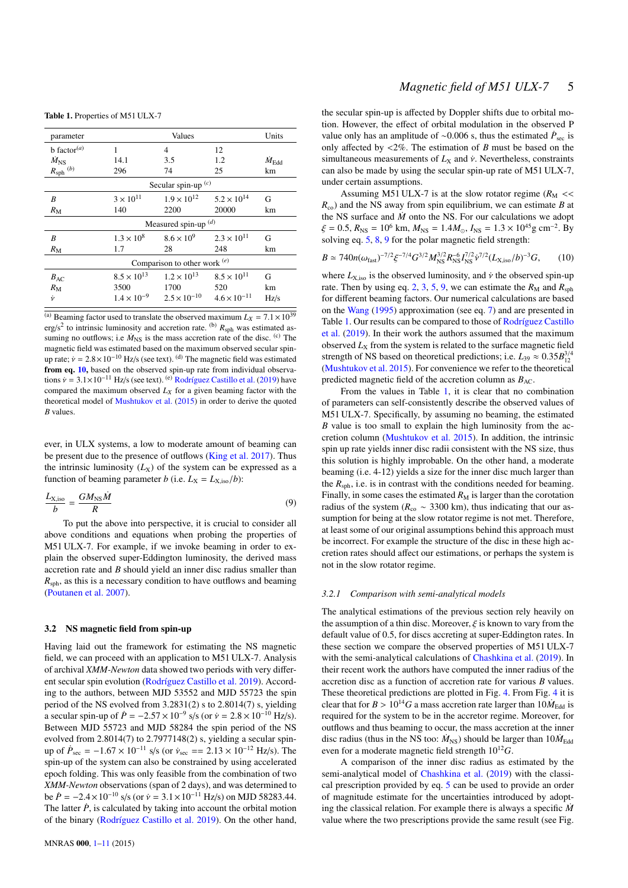**Table 1.** Properties of M51 ULX-7

| parameter | Values | | | Units |
|---|---|---|---|---|
| b factor$^{(a)}$ | 1 | 4 | 12 | |
| $\dot{M}_{\rm NS}$ | 14.1 | 3.5 | 1.2 | $\dot{M}_{\rm Edd}$ |
| $R_{\rm sph}$ $^{(b)}$ | 296 | 74 | 25 | km |
| Secular spin-up $^{(c)}$ | | | | |
| $B$ | $3\times10^{11}$ | $1.9\times10^{12}$ | $5.2\times10^{14}$ | G |
| $R_{\rm M}$ | 140 | 2200 | 20000 | km |
| Measured spin-up $^{(d)}$ | | | | |
| $B$ | $1.3\times10^{8}$ | $8.6\times10^{9}$ | $2.3\times10^{11}$ | G |
| $R_{\rm M}$ | 1.7 | 28 | 248 | km |
| Comparison to other work $^{(e)}$ | | | | |
| $B_{\rm AC}$ | $8.5\times10^{13}$ | $1.2\times10^{13}$ | $8.5\times10^{11}$ | G |
| $R_{\rm M}$ | 3500 | 1700 | 520 | km |
| $\dot{\nu}$ | $1.4\times10^{-9}$ | $2.5\times10^{-10}$ | $4.6\times10^{-11}$ | Hz/s |

$^{(a)}$ Beaming factor used to translate the observed maximum $L_X = 7.1\times10^{39}$ erg/s$^2$ to intrinsic luminosity and accretion rate. $^{(b)}$ $R_{\rm sph}$ was estimated assuming no outflows; i.e $\dot{M}_{\rm NS}$ is the mass accretion rate of the disc. $^{(c)}$ The magnetic field was estimated based on the maximum observed secular spin-up rate; $\dot{\nu} = 2.8\times10^{-10}$ Hz/s (see text). $^{(d)}$ The magnetic field was estimated **from eq. 10,** based on the observed spin-up rate from individual observations $\dot{\nu} = 3.1\times10^{-11}$ Hz/s (see text). $^{(e)}$ Rodríguez Castillo et al. (2019) have compared the maximum observed $L_X$ for a given beaming factor with the theoretical model of Mushtukov et al. (2015) in order to derive the quoted $B$ values.

ever, in ULX systems, a low to moderate amount of beaming can be present due to the presence of outflows (King et al. 2017). Thus the intrinsic luminosity ($L_{\rm X}$) of the system can be expressed as a function of beaming parameter $b$ (i.e. $L_{\rm X} = L_{\rm X,iso}/b$):

$$\frac{L_{\rm X,iso}}{b} = \frac{GM_{\rm NS}\dot{M}}{R} \tag{9}$$

To put the above into perspective, it is crucial to consider all above conditions and equations when probing the properties of M51 ULX-7. For example, if we invoke beaming in order to explain the observed super-Eddington luminosity, the derived mass accretion rate and $B$ should yield an inner disc radius smaller than $R_{\rm sph}$, as this is a necessary condition to have outflows and beaming (Poutanen et al. 2007).

## 3.2 NS magnetic field from spin-up

Having laid out the framework for estimating the NS magnetic field, we can proceed with an application to M51 ULX-7. Analysis of archival *XMM-Newton* data showed two periods with very different secular spin evolution (Rodríguez Castillo et al. 2019). According to the authors, between MJD 53552 and MJD 55723 the spin period of the NS evolved from 3.2831(2) s to 2.8014(7) s, yielding a secular spin-up of $\dot{P} = -2.57\times10^{-9}$ s/s (or $\dot{\nu} = 2.8\times10^{-10}$ Hz/s). Between MJD 55723 and MJD 58284 the spin period of the NS evolved from 2.8014(7) to 2.7977148(2) s, yielding a secular spin-up of $\dot{P}_{\rm sec} = -1.67\times10^{-11}$ s/s (or $\dot{\nu}_{\rm sec} == 2.13\times10^{-12}$ Hz/s). The spin-up of the system can also be constrained by using accelerated epoch folding. This was only feasible from the combination of two *XMM-Newton* observations (span of 2 days), and was determined to be $\dot{P} = -2.4\times10^{-10}$ s/s (or $\dot{\nu} = 3.1\times10^{-11}$ Hz/s) on MJD 58283.44. The latter $\dot{P}$, is calculated by taking into account the orbital motion of the binary (Rodríguez Castillo et al. 2019). On the other hand, the secular spin-up is affected by Doppler shifts due to orbital motion. However, the effect of orbital modulation in the observed P value only has an amplitude of ~0.006 s, thus the estimated $\dot{P}_{\rm sec}$ is only affected by <2%. The estimation of $B$ must be based on the simultaneous measurements of $L_{\rm X}$ and $\dot{\nu}$. Nevertheless, constraints can also be made by using the secular spin-up rate of M51 ULX-7, under certain assumptions.

Assuming M51 ULX-7 is at the slow rotator regime ($R_{\rm M} << R_{\rm co}$) and the NS away from spin equilibrium, we can estimate $B$ at the NS surface and $\dot{M}$ onto the NS. For our calculations we adopt $\xi = 0.5$, $R_{\rm NS} = 10^6$ km, $M_{\rm NS} = 1.4M_{\odot}$, $I_{\rm NS} = 1.3\times10^{45}$g cm$^{-2}$. By solving eq. 5, 8, 9 for the polar magnetic field strength:

$$B \simeq 740n(\omega_{\rm fast})^{-7/2}\xi^{-7/4}G^{3/2}M_{\rm NS}^{3/2}R_{\rm NS}^{-6}I_{\rm NS}^{7/2}\dot{\nu}^{7/2}(L_{\rm X,iso}/b)^{-3}G, \tag{10}$$

where $L_{\rm X,iso}$ is the observed luminosity, and $\dot{\nu}$ the observed spin-up rate. Then by using eq. 2, 3, 5, 9, we can estimate the $R_{\rm M}$ and $R_{\rm sph}$ for different beaming factors. Our numerical calculations are based on the Wang (1995) approximation (see eq. 7) and are presented in Table 1. Our results can be compared to those of Rodríguez Castillo et al. (2019). In their work the authors assumed that the maximum observed $L_{\rm X}$ from the system is related to the surface magnetic field strength of NS based on theoretical predictions; i.e. $L_{39} \approx 0.35B_{12}^{3/4}$ (Mushtukov et al. 2015). For convenience we refer to the theoretical predicted magnetic field of the accretion column as $B_{\rm AC}$.

From the values in Table 1, it is clear that no combination of parameters can self-consistently describe the observed values of M51 ULX-7. Specifically, by assuming no beaming, the estimated $B$ value is too small to explain the high luminosity from the accretion column (Mushtukov et al. 2015). In addition, the intrinsic spin up rate yields inner disc radii consistent with the NS size, thus this solution is highly improbable. On the other hand, a moderate beaming (i.e. 4-12) yields a size for the inner disc much larger than the $R_{\rm sph}$, i.e. is in contrast with the conditions needed for beaming. Finally, in some cases the estimated $R_{\rm M}$ is larger than the corotation radius of the system ($R_{\rm co} \sim 3300$ km), thus indicating that our assumption for being at the slow rotator regime is not met. Therefore, at least some of our original assumptions behind this approach must be incorrect. For example the structure of the disc in these high accretion rates should affect our estimations, or perhaps the system is not in the slow rotator regime.

### 3.2.1 Comparison with semi-analytical models

The analytical estimations of the previous section rely heavily on the assumption of a thin disc. Moreover, $\xi$ is known to vary from the default value of 0.5, for discs accreting at super-Eddington rates. In these section we compare the observed properties of M51 ULX-7 with the semi-analytical calculations of Chashkina et al. (2019). In their recent work the authors have computed the inner radius of the accretion disc as a function of accretion rate for various $B$ values. These theoretical predictions are plotted in Fig. 4. From Fig. 4 it is clear that for $B > 10^{14}G$ a mass accretion rate larger than $10\dot{M}_{\rm Edd}$ is required for the system to be in the accretor regime. Moreover, for outflows and thus beaming to occur, the mass accretion at the inner disc radius (thus in the NS too: $\dot{M}_{\rm NS}$) should be larger than $10\dot{M}_{\rm Edd}$ even for a moderate magnetic field strength $10^{12}G$.

A comparison of the inner disc radius as estimated by the semi-analytical model of Chashkina et al. (2019) with the classical prescription provided by eq. 5 can be used to provide an order of magnitude estimate for the uncertainties introduced by adopting the classical relation. For example there is always a specific $\dot{M}$ value where the two prescriptions provide the same result (see Fig.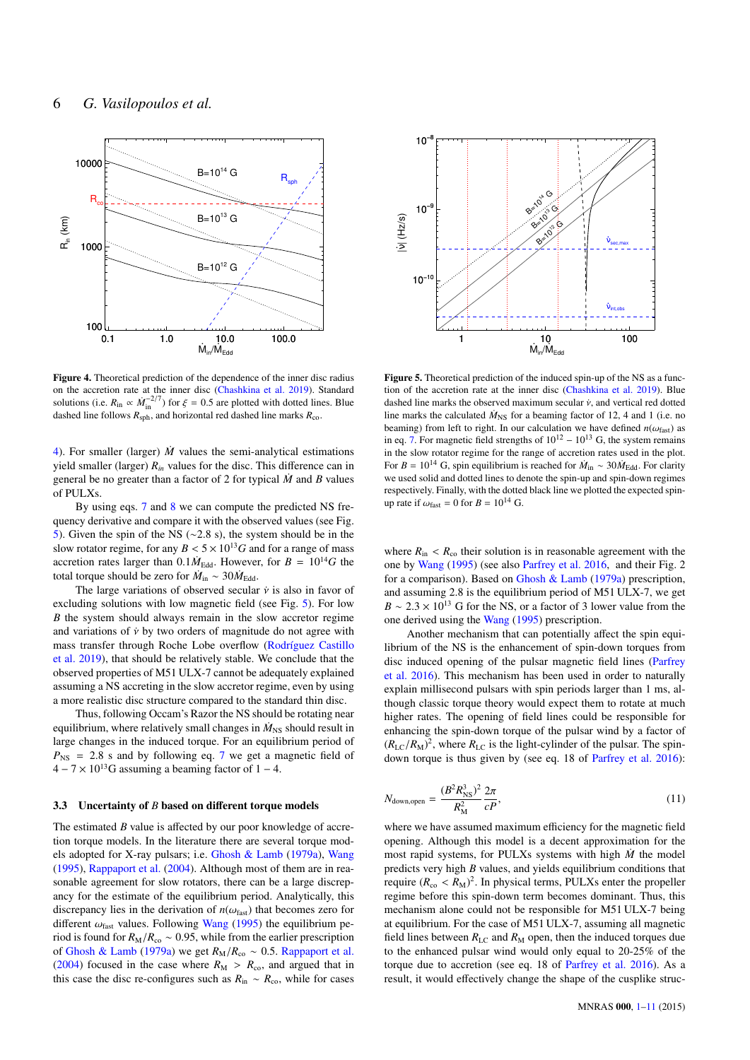**Figure 4.** Theoretical prediction of the dependence of the inner disc radius on the accretion rate at the inner disc (Chashkina et al. 2019). Standard solutions (i.e. $R_{\rm in} \propto \dot{M}_{\rm in}^{-2/7}$) for $\xi = 0.5$ are plotted with dotted lines. Blue dashed line follows $R_{\rm sph}$, and horizontal red dashed line marks $R_{\rm co}$.

**Figure 5.** Theoretical prediction of the induced spin-up of the NS as a function of the accretion rate at the inner disc (Chashkina et al. 2019). Blue dashed line marks the observed maximum secular $\dot{\nu}$, and vertical red dotted line marks the calculated $\dot{M}_{\rm NS}$ for a beaming factor of 12, 4 and 1 (i.e. no beaming) from left to right. In our calculation we have defined $n(\omega_{\rm fast})$ as in eq. 7. For magnetic field strengths of $10^{12}-10^{13}$ G, the system remains in the slow rotator regime for the range of accretion rates used in the plot. For $B = 10^{14}$ G, spin equilibrium is reached for $\dot{M}_{\rm in} \sim 30\dot{M}_{\rm Edd}$. For clarity we used solid and dotted lines to denote the spin-up and spin-down regimes respectively. Finally, with the dotted black line we plotted the expected spin-up rate if $\omega_{\rm fast} = 0$ for $B = 10^{14}$ G.

4). For smaller (larger) $\dot{M}$ values the semi-analytical estimations yield smaller (larger) $R_{in}$ values for the disc. This difference can in general be no greater than a factor of 2 for typical $\dot{M}$ and $B$ values of PULXs.

By using eqs. 7 and 8 we can compute the predicted NS frequency derivative and compare it with the observed values (see Fig. 5). Given the spin of the NS ($\sim$2.8 s), the system should be in the slow rotator regime, for any $B < 5\times10^{13}G$ and for a range of mass accretion rates larger than $0.1\dot{M}_{\rm Edd}$. However, for $B = 10^{14}G$ the total torque should be zero for $\dot{M}_{\rm in} \sim 30\dot{M}_{\rm Edd}$.

The large variations of observed secular $\dot{\nu}$ is also in favor of excluding solutions with low magnetic field (see Fig. 5). For low $B$ the system should always remain in the slow accretor regime and variations of $\dot{\nu}$ by two orders of magnitude do not agree with mass transfer through Roche Lobe overflow (Rodríguez Castillo et al. 2019), that should be relatively stable. We conclude that the observed properties of M51 ULX-7 cannot be adequately explained assuming a NS accreting in the slow accretor regime, even by using a more realistic disc structure compared to the standard thin disc.

Thus, following Occam's Razor the NS should be rotating near equilibrium, where relatively small changes in $\dot{M}_{\rm NS}$ should result in large changes in the induced torque. For an equilibrium period of $P_{\rm NS} = 2.8$ s and by following eq. 7 we get a magnetic field of $4-7\times10^{13}$G assuming a beaming factor of $1-4$.

### 3.3 Uncertainty of $B$ based on different torque models

The estimated $B$ value is affected by our poor knowledge of accretion torque models. In the literature there are several torque models adopted for X-ray pulsars; i.e. Ghosh & Lamb (1979a), Wang (1995), Rappaport et al. (2004). Although most of them are in reasonable agreement for slow rotators, there can be a large discrepancy for the estimate of the equilibrium period. Analytically, this discrepancy lies in the derivation of $n(\omega_{\rm fast})$ that becomes zero for different $\omega_{\rm fast}$ values. Following Wang (1995) the equilibrium period is found for $R_{\rm M}/R_{\rm co} \sim 0.95$, while from the earlier prescription of Ghosh & Lamb (1979a) we get $R_{\rm M}/R_{\rm co} \sim 0.5$. Rappaport et al. (2004) focused in the case where $R_{\rm M} > R_{\rm co}$, and argued that in this case the disc re-configures such as $R_{\rm in} \sim R_{\rm co}$, while for cases where $R_{\rm in} < R_{\rm co}$ their solution is in reasonable agreement with the one by Wang (1995) (see also Parfrey et al. 2016, and their Fig. 2 for a comparison). Based on Ghosh & Lamb (1979a) prescription, and assuming 2.8 is the equilibrium period of M51 ULX-7, we get $B \sim 2.3\times10^{13}$ G for the NS, or a factor of 3 lower value from the one derived using the Wang (1995) prescription.

Another mechanism that can potentially affect the spin equilibrium of the NS is the enhancement of spin-down torques from disc induced opening of the pulsar magnetic field lines (Parfrey et al. 2016). This mechanism has been used in order to naturally explain millisecond pulsars with spin periods larger than 1 ms, although classic torque theory would expect them to rotate at much higher rates. The opening of field lines could be responsible for enhancing the spin-down torque of the pulsar wind by a factor of $(R_{\rm LC}/R_{\rm M})^2$, where $R_{\rm LC}$ is the light-cylinder of the pulsar. The spin-down torque is thus given by (see eq. 18 of Parfrey et al. 2016):

$$N_{\rm down,open} = \frac{(B^2R_{\rm NS}^3)^2}{R_{\rm M}^2}\frac{2\pi}{cP}, \tag{11}$$

where we have assumed maximum efficiency for the magnetic field opening. Although this model is a decent approximation for the most rapid spinning systems, for PULXs systems with high $\dot{M}$ the model predicts very high $B$ values, and yields equilibrium conditions that require $(R_{\rm co} < R_{\rm M})^2$. In physical terms, PULXs enter the propeller regime before this spin-down term becomes dominant. Thus, this mechanism alone could not be responsible for M51 ULX-7 being at equilibrium. For the case of M51 ULX-7, assuming all magnetic field lines between $R_{\rm LC}$ and $R_{\rm M}$ open, then the induced torques due to the enhanced pulsar wind would only equal to 20-25% of the torque due to accretion (see eq. 18 of Parfrey et al. 2016). As a result, it would effectively change the shape of the cusplike struc-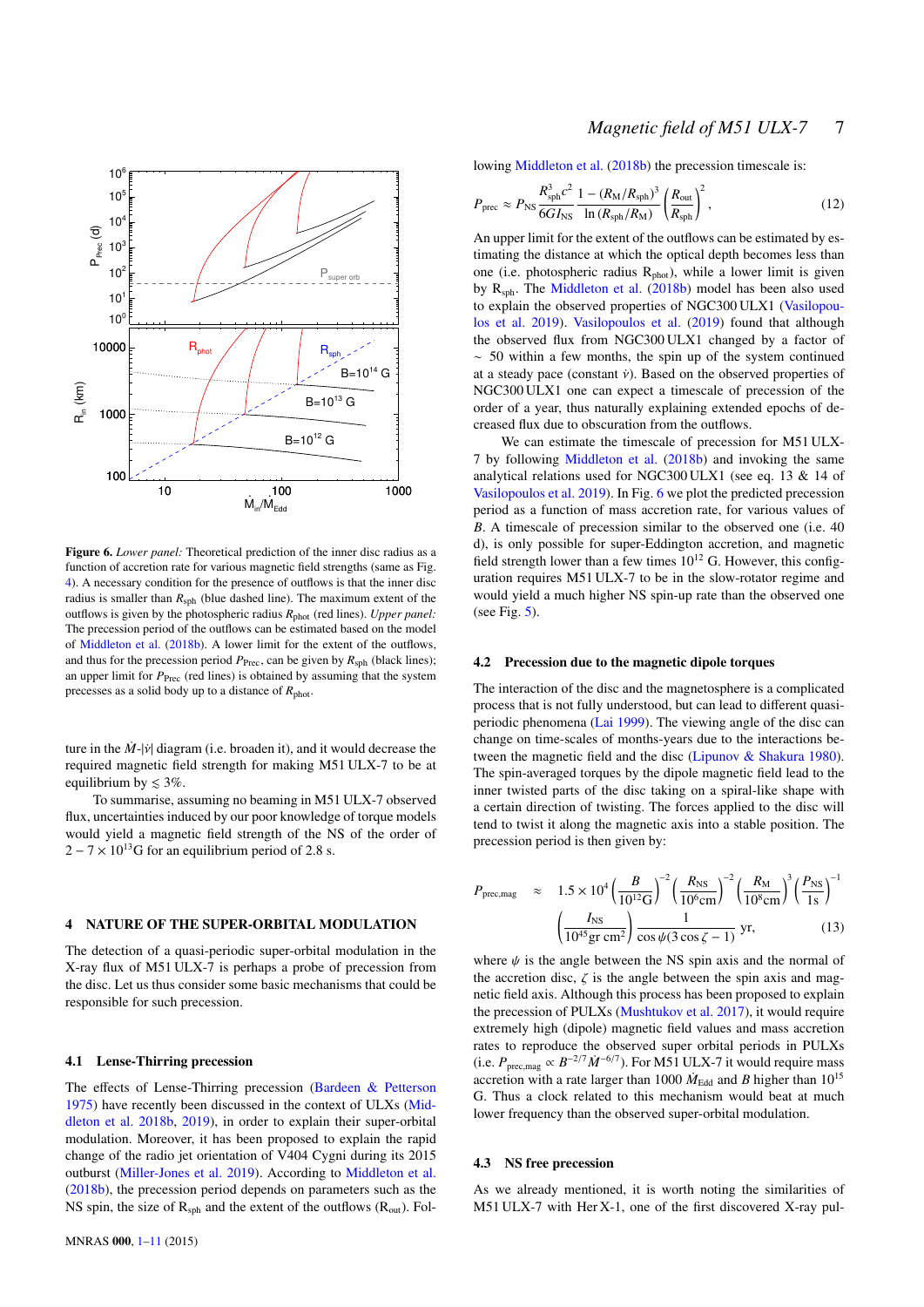**Figure 6.** *Lower panel:* Theoretical prediction of the inner disc radius as a function of accretion rate for various magnetic field strengths (same as Fig. 4). A necessary condition for the presence of outflows is that the inner disc radius is smaller than $R_{\rm sph}$ (blue dashed line). The maximum extent of the outflows is given by the photospheric radius $R_{\rm phot}$ (red lines). *Upper panel:* The precession period of the outflows can be estimated based on the model of Middleton et al. (2018b). A lower limit for the extent of the outflows, and thus for the precession period $P_{\rm Prec}$, can be given by $R_{\rm sph}$ (black lines); an upper limit for $P_{\rm Prec}$ (red lines) is obtained by assuming that the system precesses as a solid body up to a distance of $R_{\rm phot}$.

ture in the $\dot{M}$-$|\dot{\nu}|$ diagram (i.e. broaden it), and it would decrease the required magnetic field strength for making M51 ULX-7 to be at equilibrium by $\lesssim 3\%$.

To summarise, assuming no beaming in M51 ULX-7 observed flux, uncertainties induced by our poor knowledge of torque models would yield a magnetic field strength of the NS of the order of $2-7\times10^{13}$G for an equilibrium period of 2.8 s.

## 4 NATURE OF THE SUPER-ORBITAL MODULATION

The detection of a quasi-periodic super-orbital modulation in the X-ray flux of M51 ULX-7 is perhaps a probe of precession from the disc. Let us thus consider some basic mechanisms that could be responsible for such precession.

### 4.1 Lense-Thirring precession

The effects of Lense-Thirring precession (Bardeen & Petterson 1975) have recently been discussed in the context of ULXs (Middleton et al. 2018b, 2019), in order to explain their super-orbital modulation. Moreover, it has been proposed to explain the rapid change of the radio jet orientation of V404 Cygni during its 2015 outburst (Miller-Jones et al. 2019). According to Middleton et al. (2018b), the precession period depends on parameters such as the NS spin, the size of $R_{\rm sph}$ and the extent of the outflows ($R_{\rm out}$). Following Middleton et al. (2018b) the precession timescale is:

$$P_{\rm prec} \approx P_{\rm NS}\frac{R_{\rm sph}^3 c^2}{6GI_{\rm NS}}\frac{1-(R_{\rm M}/R_{\rm sph})^3}{\ln{(R_{\rm sph}/R_{\rm M})}}\left(\frac{R_{\rm out}}{R_{\rm sph}}\right)^2, \tag{12}$$

An upper limit for the extent of the outflows can be estimated by estimating the distance at which the optical depth becomes less than one (i.e. photospheric radius $R_{\rm phot}$), while a lower limit is given by $R_{\rm sph}$. The Middleton et al. (2018b) model has been also used to explain the observed properties of NGC300 ULX1 (Vasilopoulos et al. 2019). Vasilopoulos et al. (2019) found that although the observed flux from NGC300 ULX1 changed by a factor of $\sim$ 50 within a few months, the spin up of the system continued at a steady pace (constant $\dot{\nu}$). Based on the observed properties of NGC300 ULX1 one can expect a timescale of precession of the order of a year, thus naturally explaining extended epochs of decreased flux due to obscuration from the outflows.

We can estimate the timescale of precession for M51 ULX-7 by following Middleton et al. (2018b) and invoking the same analytical relations used for NGC300 ULX1 (see eq. 13 & 14 of Vasilopoulos et al. 2019). In Fig. 6 we plot the predicted precession period as a function of mass accretion rate, for various values of $B$. A timescale of precession similar to the observed one (i.e. 40 d), is only possible for super-Eddington accretion, and magnetic field strength lower than a few times $10^{12}$ G. However, this configuration requires M51 ULX-7 to be in the slow-rotator regime and would yield a much higher NS spin-up rate than the observed one (see Fig. 5).

### 4.2 Precession due to the magnetic dipole torques

The interaction of the disc and the magnetosphere is a complicated process that is not fully understood, but can lead to different quasi-periodic phenomena (Lai 1999). The viewing angle of the disc can change on time-scales of months-years due to the interactions between the magnetic field and the disc (Lipunov & Shakura 1980). The spin-averaged torques by the dipole magnetic field lead to the inner twisted parts of the disc taking on a spiral-like shape with a certain direction of twisting. The forces applied to the disc will tend to twist it along the magnetic axis into a stable position. The precession period is then given by:

$$\begin{aligned}P_{\rm prec,mag} \quad\approx\quad & 1.5\times10^4\left(\frac{B}{10^{12}{\rm G}}\right)^{-2}\left(\frac{R_{\rm NS}}{10^6{\rm cm}}\right)^{-2}\left(\frac{R_{\rm M}}{10^8{\rm cm}}\right)^{3}\left(\frac{P_{\rm NS}}{1{\rm s}}\right)^{-1}\\ &\left(\frac{I_{\rm NS}}{10^{45}{\rm gr\ cm}^2}\right)\frac{1}{\cos\psi(3\cos\zeta-1)}\ {\rm yr},\end{aligned} \tag{13}$$

where $\psi$ is the angle between the NS spin axis and the normal of the accretion disc, $\zeta$ is the angle between the spin axis and magnetic field axis. Although this process has been proposed to explain the precession of PULXs (Mushtukov et al. 2017), it would require extremely high (dipole) magnetic field values and mass accretion rates to reproduce the observed super orbital periods in PULXs (i.e. $P_{\rm prec,mag}\propto B^{-2/7}\dot{M}^{-6/7}$). For M51 ULX-7 it would require mass accretion with a rate larger than 1000 $\dot{M}_{\rm Edd}$ and $B$ higher than $10^{15}$ G. Thus a clock related to this mechanism would beat at much lower frequency than the observed super-orbital modulation.

### 4.3 NS free precession

As we already mentioned, it is worth noting the similarities of M51 ULX-7 with Her X-1, one of the first discovered X-ray pul-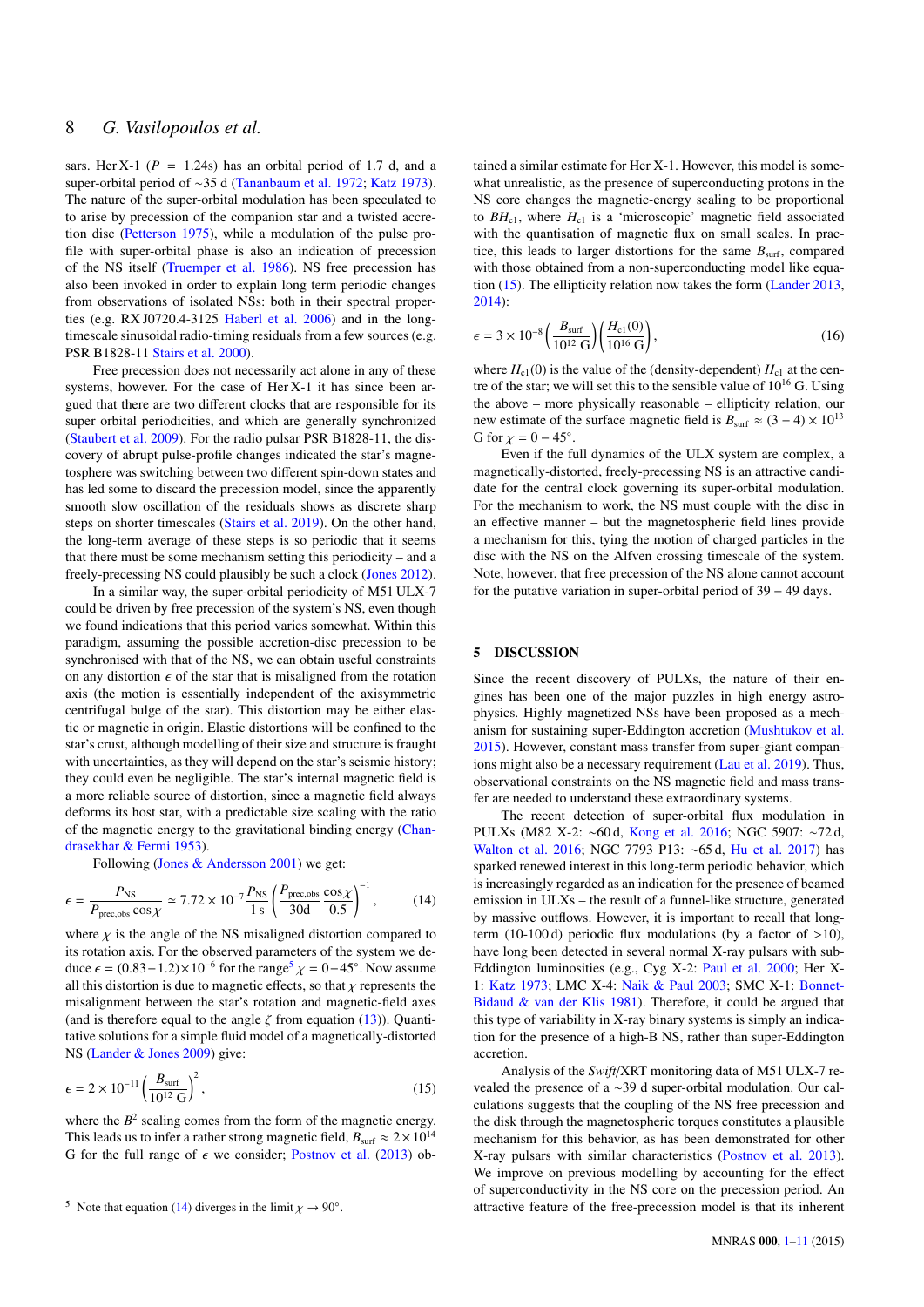sars. Her X-1 ($P = 1.24$s) has an orbital period of 1.7 d, and a super-orbital period of ∼35 d (Tananbaum et al. 1972; Katz 1973). The nature of the super-orbital modulation has been speculated to arise by precession of the companion star and a twisted accretion disc (Petterson 1975), while a modulation of the pulse profile with super-orbital phase is also an indication of precession of the NS itself (Truemper et al. 1986). NS free precession has also been invoked in order to explain long term periodic changes from observations of isolated NSs: both in their spectral properties (e.g. RX J0720.4-3125 Haberl et al. 2006) and in the long-timescale sinusoidal radio-timing residuals from a few sources (e.g. PSR B1828-11 Stairs et al. 2000).

Free precession does not necessarily act alone in any of these systems, however. For the case of Her X-1 it has since been argued that there are two different clocks that are responsible for its super orbital periodicities, and which are generally synchronized (Staubert et al. 2009). For the radio pulsar PSR B1828-11, the discovery of abrupt pulse-profile changes indicated the star's magnetosphere was switching between two different spin-down states and has led some to discard the precession model, since the apparently smooth slow oscillation of the residuals shows as discrete sharp steps on shorter timescales (Stairs et al. 2019). On the other hand, the long-term average of these steps is so periodic that it seems that there must be some mechanism setting this periodicity – and a freely-precessing NS could plausibly be such a clock (Jones 2012).

In a similar way, the super-orbital periodicity of M51 ULX-7 could be driven by free precession of the system's NS, even though we found indications that this period varies somewhat. Within this paradigm, assuming the possible accretion-disc precession to be synchronised with that of the NS, we can obtain useful constraints on any distortion $\epsilon$ of the star that is misaligned from the rotation axis (the motion is essentially independent of the axisymmetric centrifugal bulge of the star). This distortion may be either elastic or magnetic in origin. Elastic distortions will be confined to the star's crust, although modelling of their size and structure is fraught with uncertainties, as they will depend on the star's seismic history; they could even be negligible. The star's internal magnetic field is a more reliable source of distortion, since a magnetic field always deforms its host star, with a predictable size scaling with the ratio of the magnetic energy to the gravitational binding energy (Chandrasekhar & Fermi 1953).

Following (Jones & Andersson 2001) we get:

$$\epsilon = \frac{P_{\rm NS}}{P_{\rm prec,obs}\cos\chi} \simeq 7.72\times10^{-7}\frac{P_{\rm NS}}{1\,{\rm s}}\left(\frac{P_{\rm prec,obs}}{30{\rm d}}\frac{\cos\chi}{0.5}\right)^{-1}, \tag{14}$$

where $\chi$ is the angle of the NS misaligned distortion compared to its rotation axis. For the observed parameters of the system we deduce $\epsilon = (0.83-1.2)\times10^{-6}$ for the range[5] $\chi = 0-45°$. Now assume all this distortion is due to magnetic effects, so that $\chi$ represents the misalignment between the star's rotation and magnetic-field axes (and is therefore equal to the angle $\zeta$ from equation (13)). Quantitative solutions for a simple fluid model of a magnetically-distorted NS (Lander & Jones 2009) give:

$$\epsilon = 2\times10^{-11}\left(\frac{B_{\rm surf}}{10^{12}\,{\rm G}}\right)^2, \tag{15}$$

where the $B^2$ scaling comes from the form of the magnetic energy. This leads us to infer a rather strong magnetic field, $B_{\rm surf}\approx2\times10^{14}$ G for the full range of $\epsilon$ we consider; Postnov et al. (2013) obtained a similar estimate for Her X-1. However, this model is somewhat unrealistic, as the presence of superconducting protons in the NS core changes the magnetic-energy scaling to be proportional to $BH_{\rm c1}$, where $H_{\rm c1}$ is a 'microscopic' magnetic field associated with the quantisation of magnetic flux on small scales. In practice, this leads to larger distortions for the same $B_{\rm surf}$, compared with those obtained from a non-superconducting model like equation (15). The ellipticity relation now takes the form (Lander 2013, 2014):

$$\epsilon = 3\times10^{-8}\left(\frac{B_{\rm surf}}{10^{12}\,{\rm G}}\right)\left(\frac{H_{\rm c1}(0)}{10^{16}\,{\rm G}}\right), \tag{16}$$

where $H_{\rm c1}(0)$ is the value of the (density-dependent) $H_{\rm c1}$ at the centre of the star; we will set this to the sensible value of $10^{16}$ G. Using the above – more physically reasonable – ellipticity relation, our new estimate of the surface magnetic field is $B_{\rm surf}\approx(3-4)\times10^{13}$ G for $\chi = 0-45°$.

Even if the full dynamics of the ULX system are complex, a magnetically-distorted, freely-precessing NS is an attractive candidate for the central clock governing its super-orbital modulation. For the mechanism to work, the NS must couple with the disc in an effective manner – but the magnetospheric field lines provide a mechanism for this, tying the motion of charged particles in the disc with the NS on the Alfven crossing timescale of the system. Note, however, that free precession of the NS alone cannot account for the putative variation in super-orbital period of 39 – 49 days.

[5] Note that equation (14) diverges in the limit $\chi\to90°$.

## 5 DISCUSSION

Since the recent discovery of PULXs, the nature of their engines has been one of the major puzzles in high energy astrophysics. Highly magnetized NSs have been proposed as a mechanism for sustaining super-Eddington accretion (Mushtukov et al. 2015). However, constant mass transfer from super-giant companions might also be a necessary requirement (Lau et al. 2019). Thus, observational constraints on the NS magnetic field and mass transfer are needed to understand these extraordinary systems.

The recent detection of super-orbital flux modulation in PULXs (M82 X-2: ∼60 d, Kong et al. 2016; NGC 5907: ∼72 d, Walton et al. 2016; NGC 7793 P13: ∼65 d, Hu et al. 2017) has sparked renewed interest in this long-term periodic behavior, which is increasingly regarded as an indication for the presence of beamed emission in ULXs – the result of a funnel-like structure, generated by massive outflows. However, it is important to recall that long-term (10-100 d) periodic flux modulations (by a factor of >10), have long been detected in several normal X-ray pulsars with sub-Eddington luminosities (e.g., Cyg X-2: Paul et al. 2000; Her X-1: Katz 1973; LMC X-4: Naik & Paul 2003; SMC X-1: Bonnet-Bidaud & van der Klis 1981). Therefore, it could be argued that this type of variability in X-ray binary systems is simply an indication for the presence of a high-B NS, rather than super-Eddington accretion.

Analysis of the *Swift*/XRT monitoring data of M51 ULX-7 revealed the presence of a ∼39 d super-orbital modulation. Our calculations suggests that the coupling of the NS free precession and the disk through the magnetospheric torques constitutes a plausible mechanism for this behavior, as has been demonstrated for other X-ray pulsars with similar characteristics (Postnov et al. 2013). We improve on previous modelling by accounting for the effect of superconductivity in the NS core on the precession period. An attractive feature of the free-precession model is that its inherent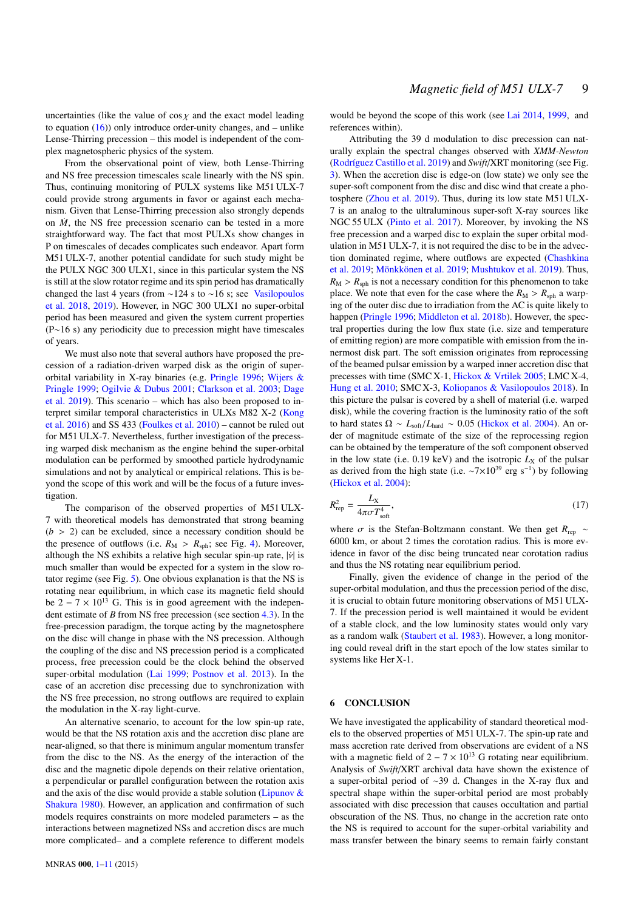uncertainties (like the value of $\cos\chi$ and the exact model leading to equation (16)) only introduce order-unity changes, and – unlike Lense-Thirring precession – this model is independent of the complex magnetospheric physics of the system.

From the observational point of view, both Lense-Thirring and NS free precession timescales scale linearly with the NS spin. Thus, continuing monitoring of PULX systems like M51 ULX-7 could provide strong arguments in favor or against each mechanism. Given that Lense-Thirring precession also strongly depends on $\dot{M}$, the NS free precession scenario can be tested in a more straightforward way. The fact that most PULXs show changes in P on timescales of decades complicates such endeavor. Apart form M51 ULX-7, another potential candidate for such study might be the PULX NGC 300 ULX1, since in this particular system the NS is still at the slow rotator regime and its spin period has dramatically changed the last 4 years (from ~124 s to ~16 s; see Vasilopoulos et al. 2018, 2019). However, in NGC 300 ULX1 no super-orbital period has been measured and given the system current properties (P~16 s) any periodicity due to precession might have timescales of years.

We must also note that several authors have proposed the precession of a radiation-driven warped disk as the origin of super-orbital variability in X-ray binaries (e.g. Pringle 1996; Wijers & Pringle 1999; Ogilvie & Dubus 2001; Clarkson et al. 2003; Dage et al. 2019). This scenario – which has also been proposed to interpret similar temporal characteristics in ULXs M82 X-2 (Kong et al. 2016) and SS 433 (Foulkes et al. 2010) – cannot be ruled out for M51 ULX-7. Nevertheless, further investigation of the precessing warped disk mechanism as the engine behind the super-orbital modulation can be performed by smoothed particle hydrodynamic simulations and not by analytical or empirical relations. This is beyond the scope of this work and will be the focus of a future investigation.

The comparison of the observed properties of M51 ULX-7 with theoretical models has demonstrated that strong beaming ($b > 2$) can be excluded, since a necessary condition should be the presence of outflows (i.e. $R_{\rm M} > R_{\rm sph}$; see Fig. 4). Moreover, although the NS exhibits a relative high secular spin-up rate, $|\dot{\nu}|$ is much smaller than would be expected for a system in the slow rotator regime (see Fig. 5). One obvious explanation is that the NS is rotating near equilibrium, in which case its magnetic field should be $2-7\times10^{13}$ G. This is in good agreement with the independent estimate of $B$ from NS free precession (see section 4.3). In the free-precession paradigm, the torque acting by the magnetosphere on the disc will change in phase with the NS precession. Although the coupling of the disc and NS precession period is a complicated process, free precession could be the clock behind the observed super-orbital modulation (Lai 1999; Postnov et al. 2013). In the case of an accretion disc precessing due to synchronization with the NS free precession, no strong outflows are required to explain the modulation in the X-ray light-curve.

An alternative scenario, to account for the low spin-up rate, would be that the NS rotation axis and the accretion disc plane are near-aligned, so that there is minimum angular momentum transfer from the disc to the NS. As the energy of the interaction of the disc and the magnetic dipole depends on their relative orientation, a perpendicular or parallel configuration between the rotation axis and the axis of the disc would provide a stable solution (Lipunov & Shakura 1980). However, an application and confirmation of such models requires constraints on more modeled parameters – as the interactions between magnetized NSs and accretion discs are much more complicated– and a complete reference to different models would be beyond the scope of this work (see Lai 2014, 1999, and references within).

Attributing the 39 d modulation to disc precession can naturally explain the spectral changes observed with *XMM-Newton* (Rodríguez Castillo et al. 2019) and *Swift*/XRT monitoring (see Fig. 3). When the accretion disc is edge-on (low state) we only see the super-soft component from the disc and disc wind that create a photosphere (Zhou et al. 2019). Thus, during its low state M51 ULX-7 is an analog to the ultraluminous super-soft X-ray sources like NGC 55 ULX (Pinto et al. 2017). Moreover, by invoking the NS free precession and a warped disc to explain the super orbital modulation in M51 ULX-7, it is not required the disc to be in the advection dominated regime, where outflows are expected (Chashkina et al. 2019; Mönkkönen et al. 2019; Mushtukov et al. 2019). Thus, $R_{\rm M} > R_{\rm sph}$ is not a necessary condition for this phenomenon to take place. We note that even for the case where the $R_{\rm M} > R_{\rm sph}$ a warping of the outer disc due to irradiation from the AC is quite likely to happen (Pringle 1996; Middleton et al. 2018b). However, the spectral properties during the low flux state (i.e. size and temperature of emitting region) are more compatible with emission from the innermost disk part. The soft emission originates from reprocessing of the beamed pulsar emission by a warped inner accretion disc that precesses with time (SMC X-1, Hickox & Vrtilek 2005; LMC X-4, Hung et al. 2010; SMC X-3, Koliopanos & Vasilopoulos 2018). In this picture the pulsar is covered by a shell of material (i.e. warped disk), while the covering fraction is the luminosity ratio of the soft to hard states $\Omega \sim L_{\rm soft}/L_{\rm hard} \sim 0.05$ (Hickox et al. 2004). An order of magnitude estimate of the size of the reprocessing region can be obtained by the temperature of the soft component observed in the low state (i.e. 0.19 keV) and the isotropic $L_{\rm X}$ of the pulsar as derived from the high state (i.e. ~$7\times10^{39}$ erg s$^{-1}$) by following (Hickox et al. 2004):

$$R^2_{\rm rep} = \frac{L_{\rm X}}{4\pi\sigma T^4_{\rm soft}}, \tag{17}$$

where $\sigma$ is the Stefan-Boltzmann constant. We then get $R_{\rm rep} \sim 6000$ km, or about 2 times the corotation radius. This is more evidence in favor of the disc being truncated near corotation radius and thus the NS rotating near equilibrium period.

Finally, given the evidence of change in the period of the super-orbital modulation, and thus the precession period of the disc, it is crucial to obtain future monitoring observations of M51 ULX-7. If the precession period is well maintained it would be evident of a stable clock, and the low luminosity states would only vary as a random walk (Staubert et al. 1983). However, a long monitoring could reveal drift in the start epoch of the low states similar to systems like Her X-1.

## 6 CONCLUSION

We have investigated the applicability of standard theoretical models to the observed properties of M51 ULX-7. The spin-up rate and mass accretion rate derived from observations are evident of a NS with a magnetic field of $2-7\times10^{13}$ G rotating near equilibrium. Analysis of *Swift*/XRT archival data have shown the existence of a super-orbital period of ~39 d. Changes in the X-ray flux and spectral shape within the super-orbital period are most probably associated with disc precession that causes occultation and partial obscuration of the NS. Thus, no change in the accretion rate onto the NS is required to account for the super-orbital variability and mass transfer between the binary seems to remain fairly constant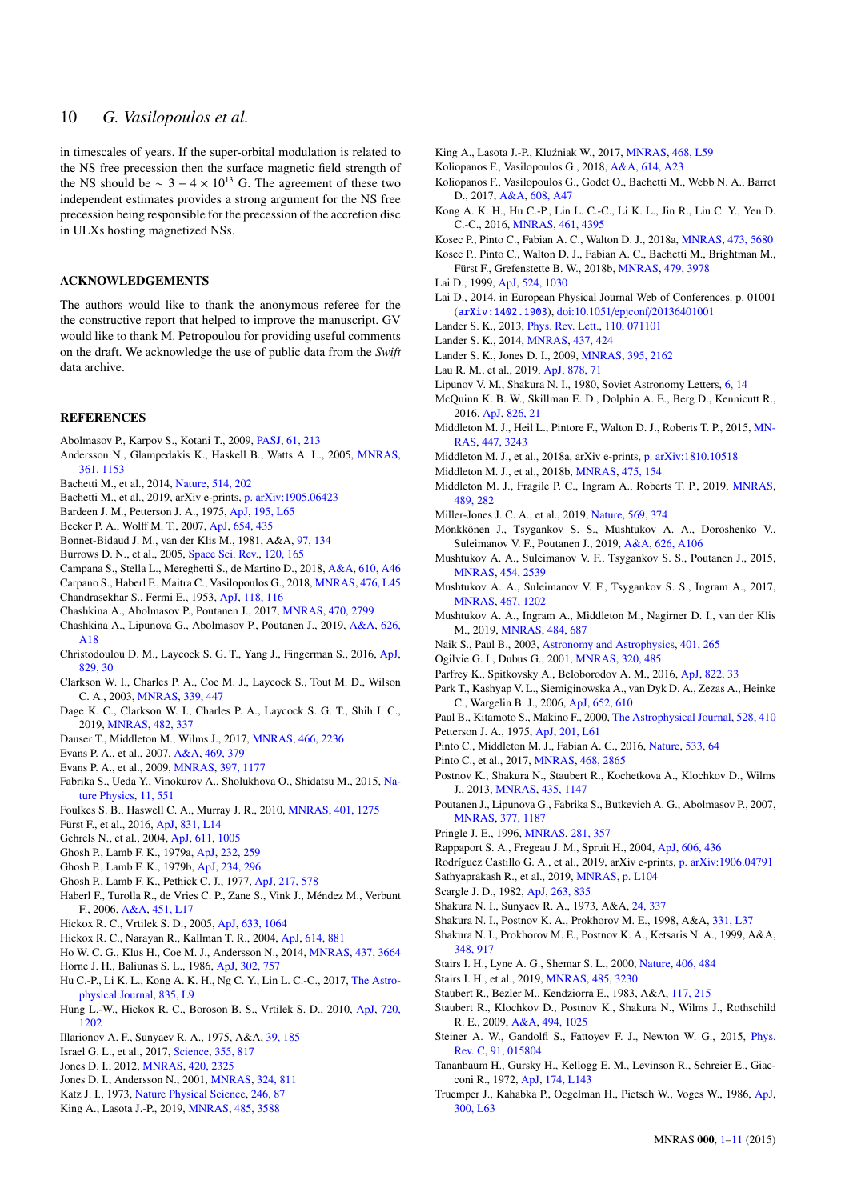in timescales of years. If the super-orbital modulation is related to the NS free precession then the surface magnetic field strength of the NS should be $\sim 3-4 \times 10^{13}$ G. The agreement of these two independent estimates provides a strong argument for the NS free precession being responsible for the precession of the accretion disc in ULXs hosting magnetized NSs.

## ACKNOWLEDGEMENTS

The authors would like to thank the anonymous referee for the the constructive report that helped to improve the manuscript. GV would like to thank M. Petropoulou for providing useful comments on the draft. We acknowledge the use of public data from the *Swift* data archive.

## REFERENCES

Abolmasov P., Karpov S., Kotani T., 2009, PASJ, 61, 213
Andersson N., Glampedakis K., Haskell B., Watts A. L., 2005, MNRAS, 361, 1153
Bachetti M., et al., 2014, Nature, 514, 202
Bachetti M., et al., 2019, arXiv e-prints, p. arXiv:1905.06423
Bardeen J. M., Petterson J. A., 1975, ApJ, 195, L65
Becker P. A., Wolff M. T., 2007, ApJ, 654, 435
Bonnet-Bidaud J. M., van der Klis M., 1981, A&A, 97, 134
Burrows D. N., et al., 2005, Space Sci. Rev., 120, 165
Campana S., Stella L., Mereghetti S., de Martino D., 2018, A&A, 610, A46
Carpano S., Haberl F., Maitra C., Vasilopoulos G., 2018, MNRAS, 476, L45
Chandrasekhar S., Fermi E., 1953, ApJ, 118, 116
Chashkina A., Abolmasov P., Poutanen J., 2017, MNRAS, 470, 2799
Chashkina A., Lipunova G., Abolmasov P., Poutanen J., 2019, A&A, 626, A18
Christodoulou D. M., Laycock S. G. T., Yang J., Fingerman S., 2016, ApJ, 829, 30
Clarkson W. I., Charles P. A., Coe M. J., Laycock S., Tout M. D., Wilson C. A., 2003, MNRAS, 339, 447
Dage K. C., Clarkson W. I., Charles P. A., Laycock S. G. T., Shih I. C., 2019, MNRAS, 482, 337
Dauser T., Middleton M., Wilms J., 2017, MNRAS, 466, 2236
Evans P. A., et al., 2007, A&A, 469, 379
Evans P. A., et al., 2009, MNRAS, 397, 1177
Fabrika S., Ueda Y., Vinokurov A., Sholukhova O., Shidatsu M., 2015, Nature Physics, 11, 551
Foulkes S. B., Haswell C. A., Murray J. R., 2010, MNRAS, 401, 1275
Fürst F., et al., 2016, ApJ, 831, L14
Gehrels N., et al., 2004, ApJ, 611, 1005
Ghosh P., Lamb F. K., 1979a, ApJ, 232, 259
Ghosh P., Lamb F. K., 1979b, ApJ, 234, 296
Ghosh P., Lamb F. K., Pethick C. J., 1977, ApJ, 217, 578
Haberl F., Turolla R., de Vries C. P., Zane S., Vink J., Méndez M., Verbunt F., 2006, A&A, 451, L17
Hickox R. C., Vrtilek S. D., 2005, ApJ, 633, 1064
Hickox R. C., Narayan R., Kallman T. R., 2004, ApJ, 614, 881
Ho W. C. G., Klus H., Coe M. J., Andersson N., 2014, MNRAS, 437, 3664
Horne J. H., Baliunas S. L., 1986, ApJ, 302, 757
Hu C.-P., Li K. L., Kong A. K. H., Ng C. Y., Lin L. C.-C., 2017, The Astrophysical Journal, 835, L9
Hung L.-W., Hickox R. C., Boroson B. S., Vrtilek S. D., 2010, ApJ, 720, 1202
Illarionov A. F., Sunyaev R. A., 1975, A&A, 39, 185
Israel G. L., et al., 2017, Science, 355, 817
Jones D. I., 2012, MNRAS, 420, 2325
Jones D. I., Andersson N., 2001, MNRAS, 324, 811
Katz J. I., 1973, Nature Physical Science, 246, 87
King A., Lasota J.-P., 2019, MNRAS, 485, 3588
King A., Lasota J.-P., Kluźniak W., 2017, MNRAS, 468, L59
Koliopanos F., Vasilopoulos G., 2018, A&A, 614, A23
Koliopanos F., Vasilopoulos G., Godet O., Bachetti M., Webb N. A., Barret D., 2017, A&A, 608, A47
Kong A. K. H., Hu C.-P., Lin L. C.-C., Li K. L., Jin R., Liu C. Y., Yen D. C.-C., 2016, MNRAS, 461, 4395
Kosec P., Pinto C., Fabian A. C., Walton D. J., 2018a, MNRAS, 473, 5680
Kosec P., Pinto C., Walton D. J., Fabian A. C., Bachetti M., Brightman M., Fürst F., Grefenstette B. W., 2018b, MNRAS, 479, 3978
Lai D., 1999, ApJ, 524, 1030
Lai D., 2014, in European Physical Journal Web of Conferences. p. 01001 (arXiv:1402.1903), doi:10.1051/epjconf/20136401001
Lander S. K., 2013, Phys. Rev. Lett., 110, 071101
Lander S. K., 2014, MNRAS, 437, 424
Lander S. K., Jones D. I., 2009, MNRAS, 395, 2162
Lau R. M., et al., 2019, ApJ, 878, 71
Lipunov V. M., Shakura N. I., 1980, Soviet Astronomy Letters, 6, 14
McQuinn K. B. W., Skillman E. D., Dolphin A. E., Berg D., Kennicutt R., 2016, ApJ, 826, 21
Middleton M. J., Heil L., Pintore F., Walton D. J., Roberts T. P., 2015, MNRAS, 447, 3243
Middleton M. J., et al., 2018a, arXiv e-prints, p. arXiv:1810.10518
Middleton M. J., et al., 2018b, MNRAS, 475, 154
Middleton M. J., Fragile P. C., Ingram A., Roberts T. P., 2019, MNRAS, 489, 282
Miller-Jones J. C. A., et al., 2019, Nature, 569, 374
Mönkkönen J., Tsygankov S. S., Mushtukov A. A., Doroshenko V., Suleimanov V. F., Poutanen J., 2019, A&A, 626, A106
Mushtukov A. A., Suleimanov V. F., Tsygankov S. S., Poutanen J., 2015, MNRAS, 454, 2539
Mushtukov A. A., Suleimanov V. F., Tsygankov S. S., Ingram A., 2017, MNRAS, 467, 1202
Mushtukov A. A., Ingram A., Middleton M., Nagirner D. I., van der Klis M., 2019, MNRAS, 484, 687
Naik S., Paul B., 2003, Astronomy and Astrophysics, 401, 265
Ogilvie G. I., Dubus G., 2001, MNRAS, 320, 485
Parfrey K., Spitkovsky A., Beloborodov A. M., 2016, ApJ, 822, 33
Park T., Kashyap V. L., Siemiginowska A., van Dyk D. A., Zezas A., Heinke C., Wargelin B. J., 2006, ApJ, 652, 610
Paul B., Kitamoto S., Makino F., 2000, The Astrophysical Journal, 528, 410
Petterson J. A., 1975, ApJ, 201, L61
Pinto C., Middleton M. J., Fabian A. C., 2016, Nature, 533, 64
Pinto C., et al., 2017, MNRAS, 468, 2865
Postnov K., Shakura N., Staubert R., Kochetkova A., Klochkov D., Wilms J., 2013, MNRAS, 435, 1147
Poutanen J., Lipunova G., Fabrika S., Butkevich A. G., Abolmasov P., 2007, MNRAS, 377, 1187
Pringle J. E., 1996, MNRAS, 281, 357
Rappaport S. A., Fregeau J. M., Spruit H., 2004, ApJ, 606, 436
Rodríguez Castillo G. A., et al., 2019, arXiv e-prints, p. arXiv:1906.04791
Sathyaprakash R., et al., 2019, MNRAS, p. L104
Scargle J. D., 1982, ApJ, 263, 835
Shakura N. I., Sunyaev R. A., 1973, A&A, 24, 337
Shakura N. I., Postnov K. A., Prokhorov M. E., 1998, A&A, 331, L37
Shakura N. I., Prokhorov M. E., Postnov K. A., Ketsaris N. A., 1999, A&A, 348, 917
Stairs I. H., Lyne A. G., Shemar S. L., 2000, Nature, 406, 484
Stairs I. H., et al., 2019, MNRAS, 485, 3230
Staubert R., Bezler M., Kendziorra E., 1983, A&A, 117, 215
Staubert R., Klochkov D., Postnov K., Shakura N., Wilms J., Rothschild R. E., 2009, A&A, 494, 1025
Steiner A. W., Gandolfi S., Fattoyev F. J., Newton W. G., 2015, Phys. Rev. C, 91, 015804
Tananbaum H., Gursky H., Kellogg E. M., Levinson R., Schreier E., Giacconi R., 1972, ApJ, 174, L143
Truemper J., Kahabka P., Oegelman H., Pietsch W., Voges W., 1986, ApJ, 300, L63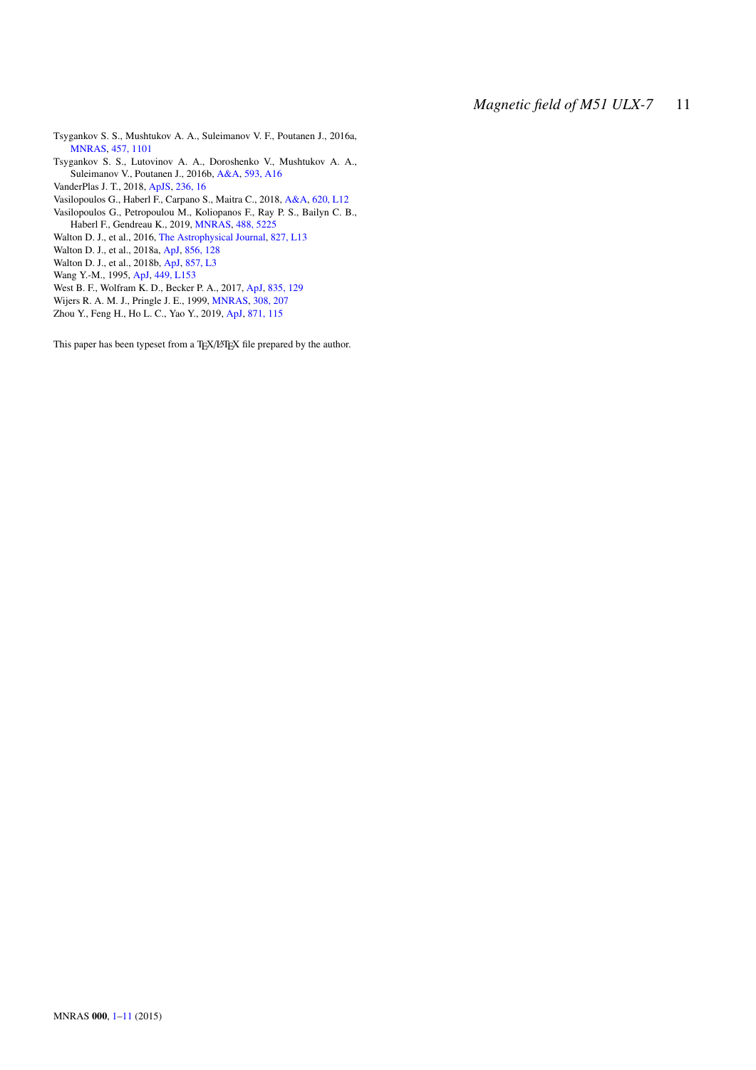Tsygankov S. S., Mushtukov A. A., Suleimanov V. F., Poutanen J., 2016a, MNRAS, 457, 1101

Tsygankov S. S., Lutovinov A. A., Doroshenko V., Mushtukov A. A., Suleimanov V., Poutanen J., 2016b, A&A, 593, A16

VanderPlas J. T., 2018, ApJS, 236, 16

Vasilopoulos G., Haberl F., Carpano S., Maitra C., 2018, A&A, 620, L12

Vasilopoulos G., Petropoulou M., Koliopanos F., Ray P. S., Bailyn C. B., Haberl F., Gendreau K., 2019, MNRAS, 488, 5225

Walton D. J., et al., 2016, The Astrophysical Journal, 827, L13

Walton D. J., et al., 2018a, ApJ, 856, 128

Walton D. J., et al., 2018b, ApJ, 857, L3

Wang Y.-M., 1995, ApJ, 449, L153

West B. F., Wolfram K. D., Becker P. A., 2017, ApJ, 835, 129

Wijers R. A. M. J., Pringle J. E., 1999, MNRAS, 308, 207

Zhou Y., Feng H., Ho L. C., Yao Y., 2019, ApJ, 871, 115

This paper has been typeset from a TEX/LATEX file prepared by the author.